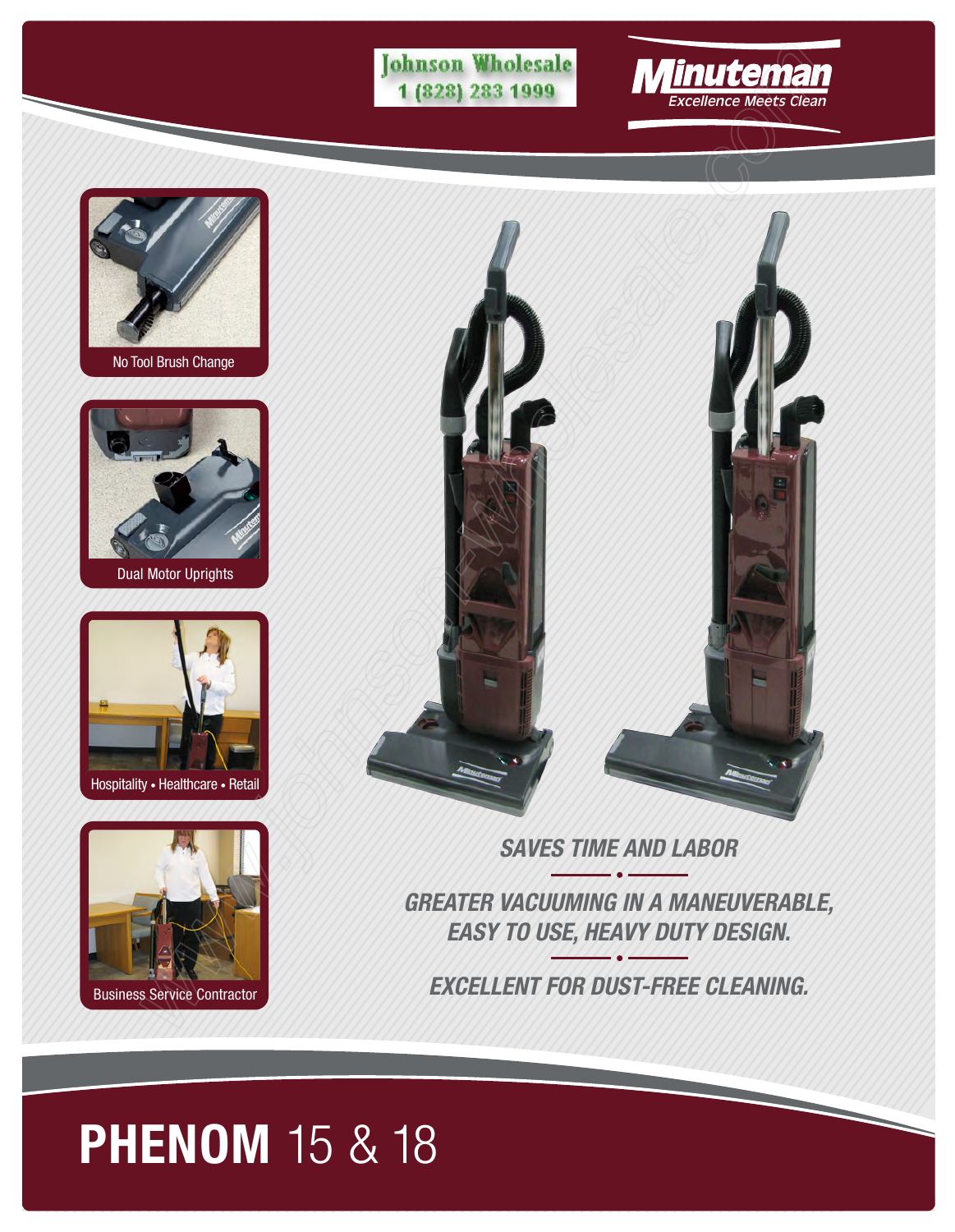Johnson Wholesale
1 (828) 283 1999

Minuteman
Excellence Meets Clean

No Tool Brush Change

Dual Motor Uprights

Hospitality • Healthcare • Retail

Business Service Contractor

*SAVES TIME AND LABOR*

*GREATER VACUUMING IN A MANEUVERABLE, EASY TO USE, HEAVY DUTY DESIGN.*

*EXCELLENT FOR DUST-FREE CLEANING.*

# **PHENOM** 15 & 18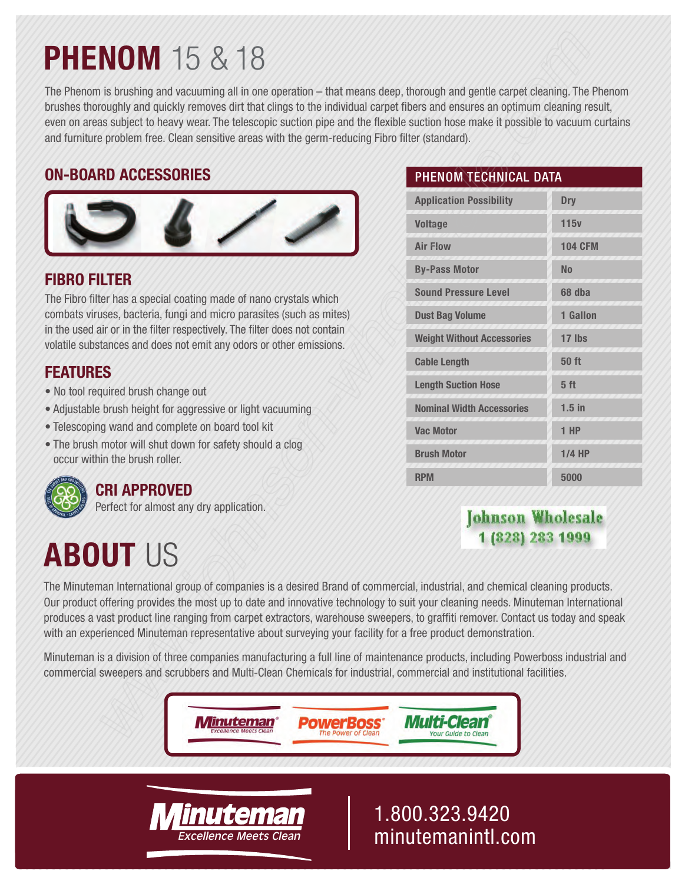# PHENOM 15 & 18

The Phenom is brushing and vacuuming all in one operation – that means deep, thorough and gentle carpet cleaning. The Phenom brushes thoroughly and quickly removes dirt that clings to the individual carpet fibers and ensures an optimum cleaning result, even on areas subject to heavy wear. The telescopic suction pipe and the flexible suction hose make it possible to vacuum curtains and furniture problem free. Clean sensitive areas with the germ-reducing Fibro filter (standard).

## ON-BOARD ACCESSORIES

## FIBRO FILTER

The Fibro filter has a special coating made of nano crystals which combats viruses, bacteria, fungi and micro parasites (such as mites) in the used air or in the filter respectively. The filter does not contain volatile substances and does not emit any odors or other emissions.

## FEATURES

- No tool required brush change out
- Adjustable brush height for aggressive or light vacuuming
- Telescoping wand and complete on board tool kit
- The brush motor will shut down for safety should a clog occur within the brush roller.

## CRI APPROVED

Perfect for almost any dry application.

## PHENOM TECHNICAL DATA

| | |
|---|---|
| Application Possibility | Dry |
| Voltage | 115v |
| Air Flow | 104 CFM |
| By-Pass Motor | No |
| Sound Pressure Level | 68 dba |
| Dust Bag Volume | 1 Gallon |
| Weight Without Accessories | 17 lbs |
| Cable Length | 50 ft |
| Length Suction Hose | 5 ft |
| Nominal Width Accessories | 1.5 in |
| Vac Motor | 1 HP |
| Brush Motor | 1/4 HP |
| RPM | 5000 |

Johnson Wholesale
1 (828) 283 1999

# ABOUT US

The Minuteman International group of companies is a desired Brand of commercial, industrial, and chemical cleaning products. Our product offering provides the most up to date and innovative technology to suit your cleaning needs. Minuteman International produces a vast product line ranging from carpet extractors, warehouse sweepers, to graffiti remover. Contact us today and speak with an experienced Minuteman representative about surveying your facility for a free product demonstration.

Minuteman is a division of three companies manufacturing a full line of maintenance products, including Powerboss industrial and commercial sweepers and scrubbers and Multi-Clean Chemicals for industrial, commercial and institutional facilities.

Minuteman® Excellence Meets Clean | PowerBoss® The Power of Clean | Multi-Clean® Your Guide to Clean

Minuteman Excellence Meets Clean

1.800.323.9420
minutemanintl.com